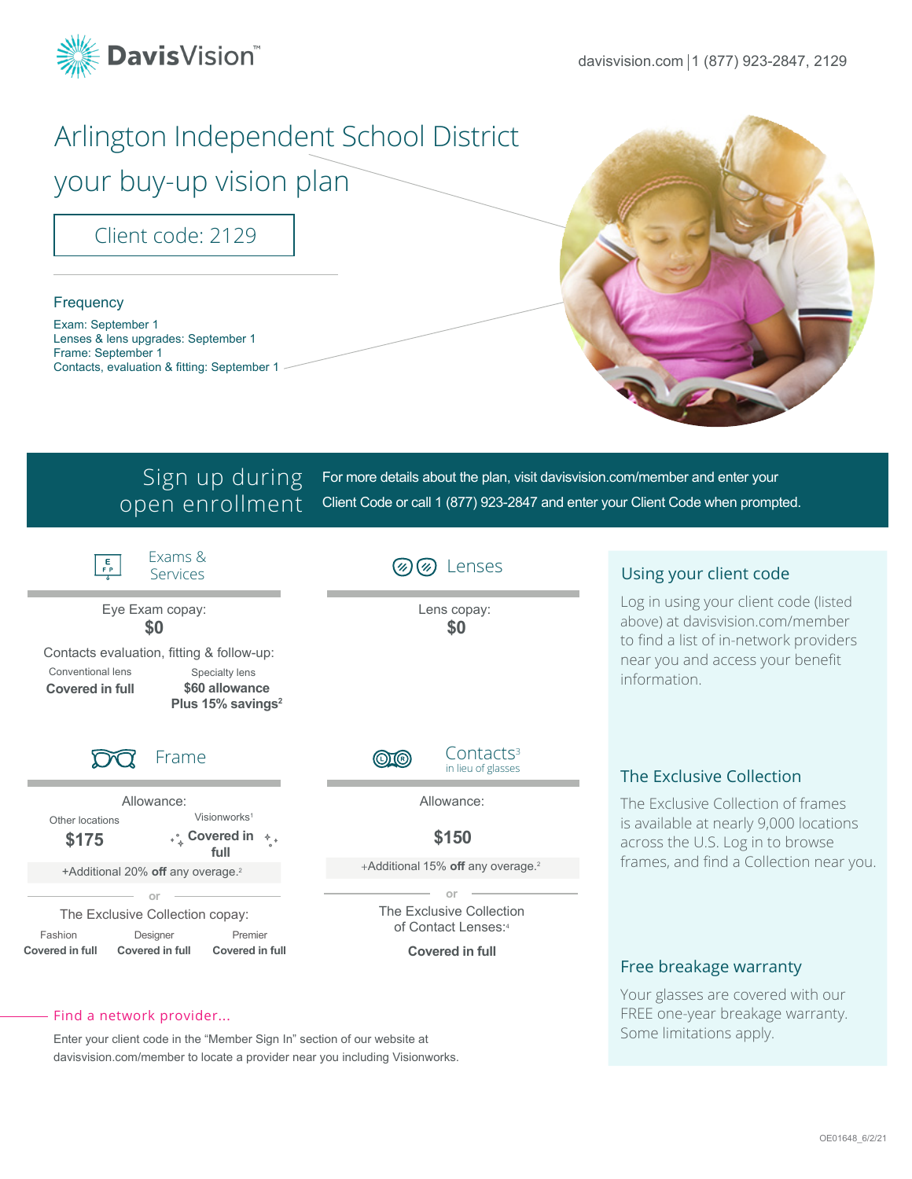DavisVision™

davisvision.com | 1 (877) 923-2847, 2129

# Arlington Independent School District your buy-up vision plan

Client code: 2129

### Frequency

Exam: September 1
Lenses & lens upgrades: September 1
Frame: September 1
Contacts, evaluation & fitting: September 1

## Sign up during open enrollment

For more details about the plan, visit davisvision.com/member and enter your Client Code or call 1 (877) 923-2847 and enter your Client Code when prompted.

### Exams & Services

Eye Exam copay:
**$0**

Contacts evaluation, fitting & follow-up:

| Conventional lens | Specialty lens |
|---|---|
| **Covered in full** | **$60 allowance Plus 15% savings[2]** |

### Lenses

Lens copay:
**$0**

### Frame

Allowance:

| Other locations | Visionworks[1] |
|---|---|
| **$175** | **Covered in full** |

+Additional 20% **off** any overage.[2]

or

The Exclusive Collection copay:

| Fashion | Designer | Premier |
|---|---|---|
| **Covered in full** | **Covered in full** | **Covered in full** |

### Contacts[3]

in lieu of glasses

Allowance:

**$150**

+Additional 15% **off** any overage.[2]

or

The Exclusive Collection of Contact Lenses:[4]

**Covered in full**

### Using your client code

Log in using your client code (listed above) at davisvision.com/member to find a list of in-network providers near you and access your benefit information.

### The Exclusive Collection

The Exclusive Collection of frames is available at nearly 9,000 locations across the U.S. Log in to browse frames, and find a Collection near you.

### Free breakage warranty

Your glasses are covered with our FREE one-year breakage warranty. Some limitations apply.

### Find a network provider...

Enter your client code in the "Member Sign In" section of our website at davisvision.com/member to locate a provider near you including Visionworks.

OE01648_6/2/21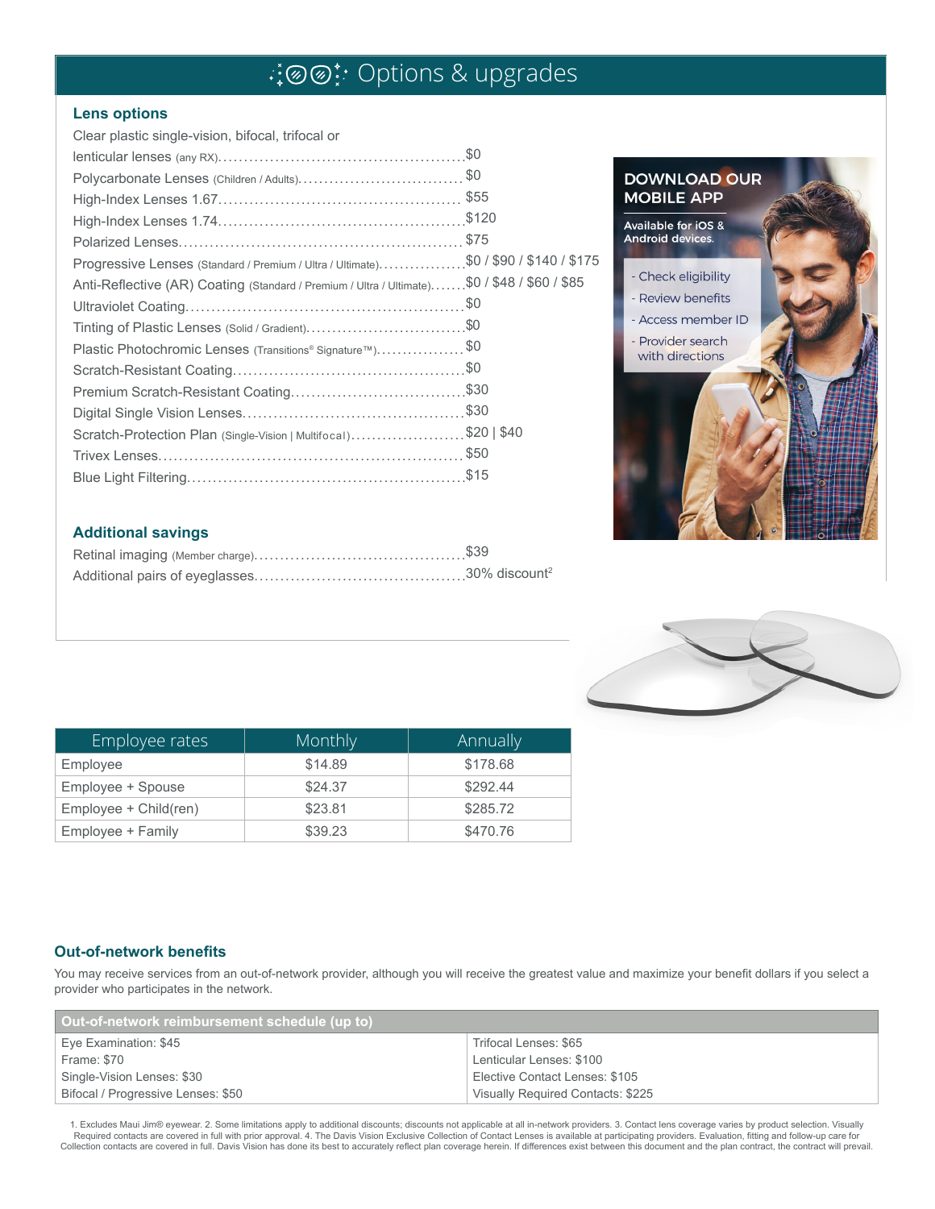# Options & upgrades

## Lens options

| | |
|---|---|
| Clear plastic single-vision, bifocal, trifocal or lenticular lenses (any RX) | $0 |
| Polycarbonate Lenses (Children / Adults) | $0 |
| High-Index Lenses 1.67 | $55 |
| High-Index Lenses 1.74 | $120 |
| Polarized Lenses | $75 |
| Progressive Lenses (Standard / Premium / Ultra / Ultimate) | $0 / $90 / $140 / $175 |
| Anti-Reflective (AR) Coating (Standard / Premium / Ultra / Ultimate) | $0 / $48 / $60 / $85 |
| Ultraviolet Coating | $0 |
| Tinting of Plastic Lenses (Solid / Gradient) | $0 |
| Plastic Photochromic Lenses (Transitions® Signature™) | $0 |
| Scratch-Resistant Coating | $0 |
| Premium Scratch-Resistant Coating | $30 |
| Digital Single Vision Lenses | $30 |
| Scratch-Protection Plan (Single-Vision \| Multifocal) | $20 \| $40 |
| Trivex Lenses | $50 |
| Blue Light Filtering | $15 |

## Additional savings

| | |
|---|---|
| Retinal imaging (Member charge) | $39 |
| Additional pairs of eyeglasses | 30% discount[2] |

**DOWNLOAD OUR MOBILE APP**

Available for iOS & Android devices.

- Check eligibility
- Review benefits
- Access member ID
- Provider search with directions

| Employee rates | Monthly | Annually |
|---|---|---|
| Employee | $14.89 | $178.68 |
| Employee + Spouse | $24.37 | $292.44 |
| Employee + Child(ren) | $23.81 | $285.72 |
| Employee + Family | $39.23 | $470.76 |

## Out-of-network benefits

You may receive services from an out-of-network provider, although you will receive the greatest value and maximize your benefit dollars if you select a provider who participates in the network.

| Out-of-network reimbursement schedule (up to) | |
|---|---|
| Eye Examination: $45 | Trifocal Lenses: $65 |
| Frame: $70 | Lenticular Lenses: $100 |
| Single-Vision Lenses: $30 | Elective Contact Lenses: $105 |
| Bifocal / Progressive Lenses: $50 | Visually Required Contacts: $225 |

1. Excludes Maui Jim® eyewear. 2. Some limitations apply to additional discounts; discounts not applicable at all in-network providers. 3. Contact lens coverage varies by product selection. Visually Required contacts are covered in full with prior approval. 4. The Davis Vision Exclusive Collection of Contact Lenses is available at participating providers. Evaluation, fitting and follow-up care for Collection contacts are covered in full. Davis Vision has done its best to accurately reflect plan coverage herein. If differences exist between this document and the plan contract, the contract will prevail.